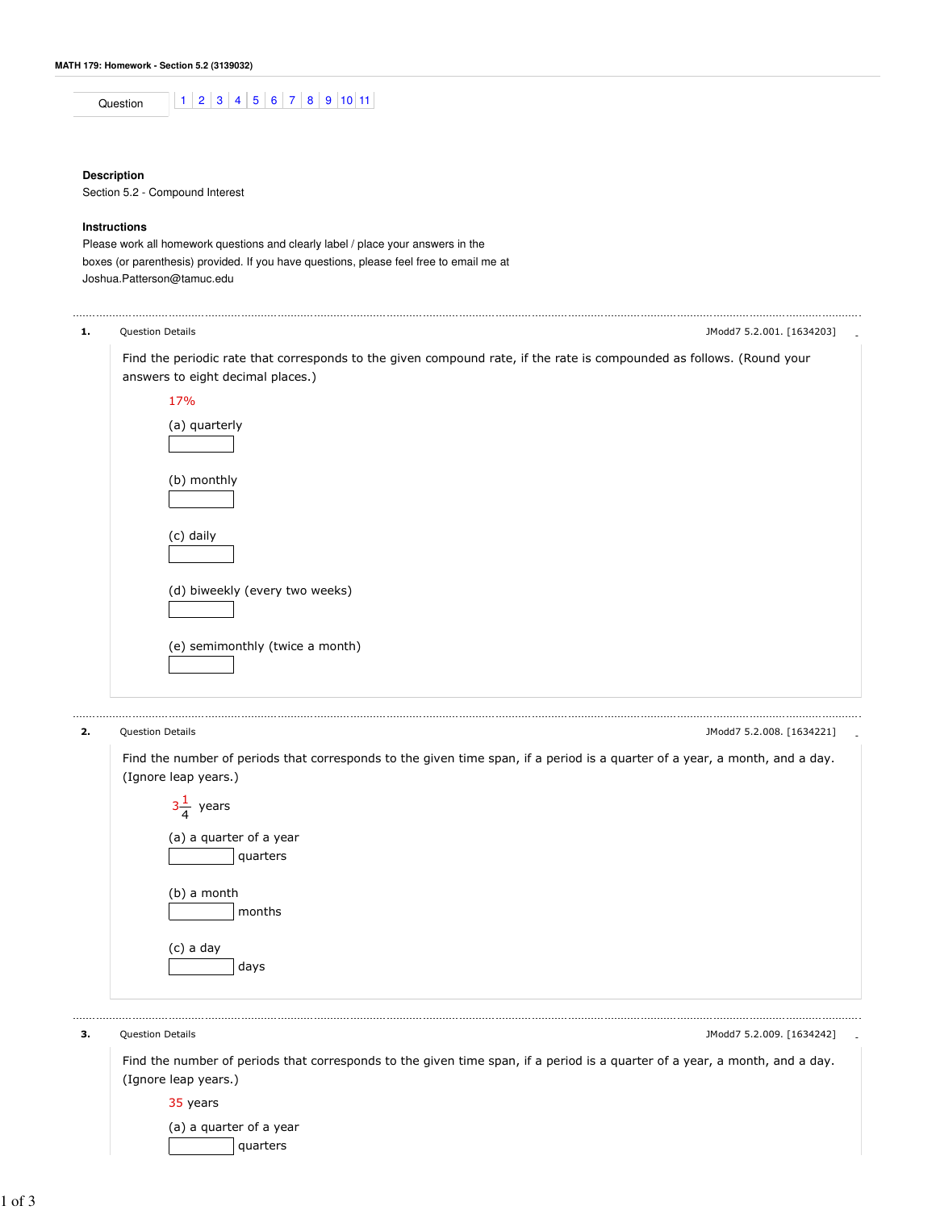**MATH 179: Homework - Section 5.2 (3139032)**

Question 1 | 2 | 3 | 4 | 5 | 6 | 7 | 8 | 9 | 10 | 11

**Description**

Section 5.2 - Compound Interest

**Instructions**

Please work all homework questions and clearly label / place your answers in the boxes (or parenthesis) provided. If you have questions, please feel free to email me at Joshua.Patterson@tamuc.edu

---

**1.** Question Details — JModd7 5.2.001. [1634203]

Find the periodic rate that corresponds to the given compound rate, if the rate is compounded as follows. (Round your answers to eight decimal places.)

17%

(a) quarterly

[ ]

(b) monthly

[ ]

(c) daily

[ ]

(d) biweekly (every two weeks)

[ ]

(e) semimonthly (twice a month)

[ ]

---

**2.** Question Details — JModd7 5.2.008. [1634221]

Find the number of periods that corresponds to the given time span, if a period is a quarter of a year, a month, and a day. (Ignore leap years.)

$3\frac{1}{4}$ years

(a) a quarter of a year

[ ] quarters

(b) a month

[ ] months

(c) a day

[ ] days

---

**3.** Question Details — JModd7 5.2.009. [1634242]

Find the number of periods that corresponds to the given time span, if a period is a quarter of a year, a month, and a day. (Ignore leap years.)

35 years

(a) a quarter of a year

[ ] quarters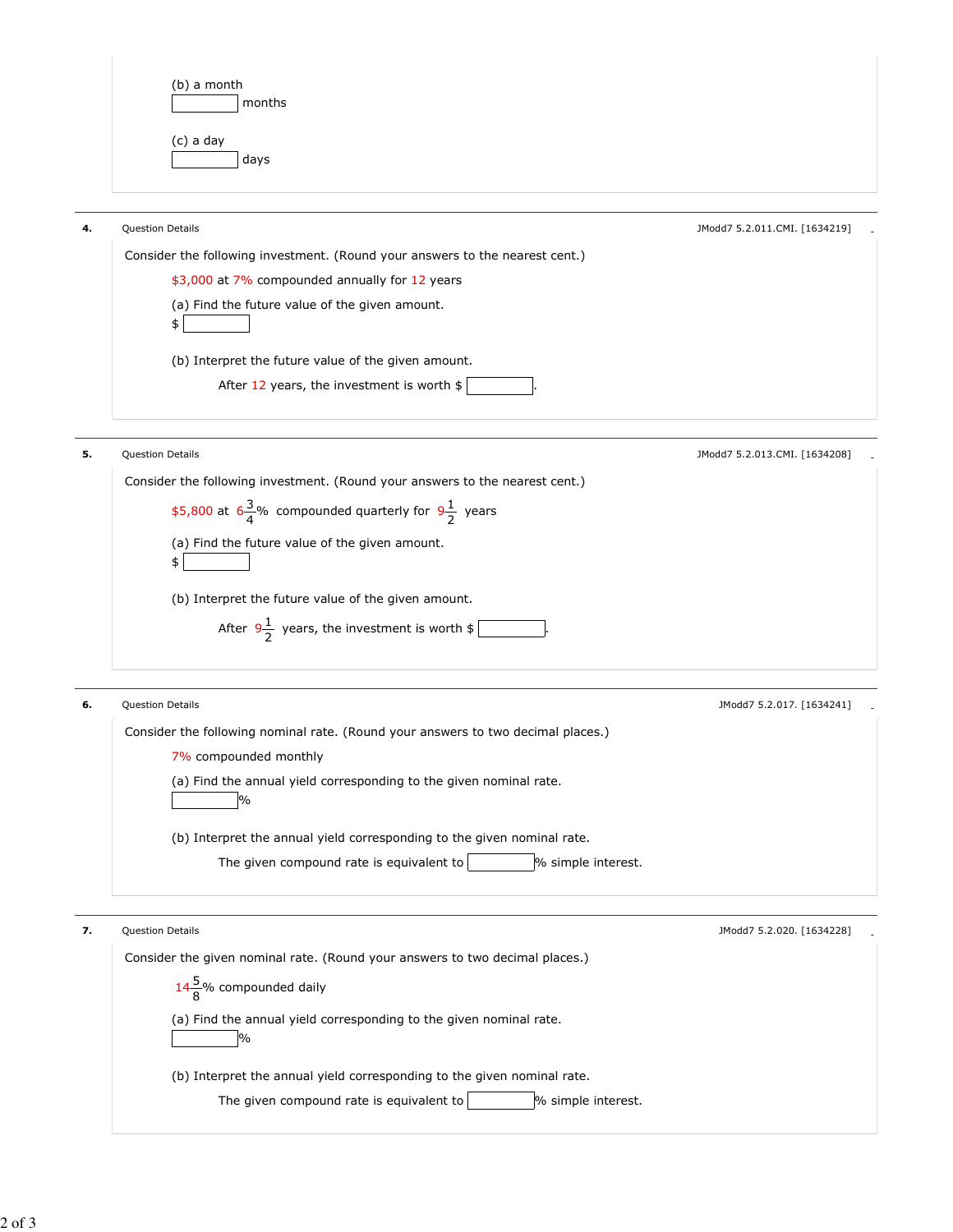(b) a month

______ months

(c) a day

______ days

---

**4.** Question Details JModd7 5.2.011.CMI. [1634219]

Consider the following investment. (Round your answers to the nearest cent.)

$3,000 at 7% compounded annually for 12 years

(a) Find the future value of the given amount.

$ ______

(b) Interpret the future value of the given amount.

After 12 years, the investment is worth $ ______.

---

**5.** Question Details JModd7 5.2.013.CMI. [1634208]

Consider the following investment. (Round your answers to the nearest cent.)

$5,800 at $6\frac{3}{4}$% compounded quarterly for $9\frac{1}{2}$ years

(a) Find the future value of the given amount.

$ ______

(b) Interpret the future value of the given amount.

After $9\frac{1}{2}$ years, the investment is worth $ ______.

---

**6.** Question Details JModd7 5.2.017. [1634241]

Consider the following nominal rate. (Round your answers to two decimal places.)

7% compounded monthly

(a) Find the annual yield corresponding to the given nominal rate.

______%

(b) Interpret the annual yield corresponding to the given nominal rate.

The given compound rate is equivalent to ______% simple interest.

---

**7.** Question Details JModd7 5.2.020. [1634228]

Consider the given nominal rate. (Round your answers to two decimal places.)

$14\frac{5}{8}$% compounded daily

(a) Find the annual yield corresponding to the given nominal rate.

______%

(b) Interpret the annual yield corresponding to the given nominal rate.

The given compound rate is equivalent to ______% simple interest.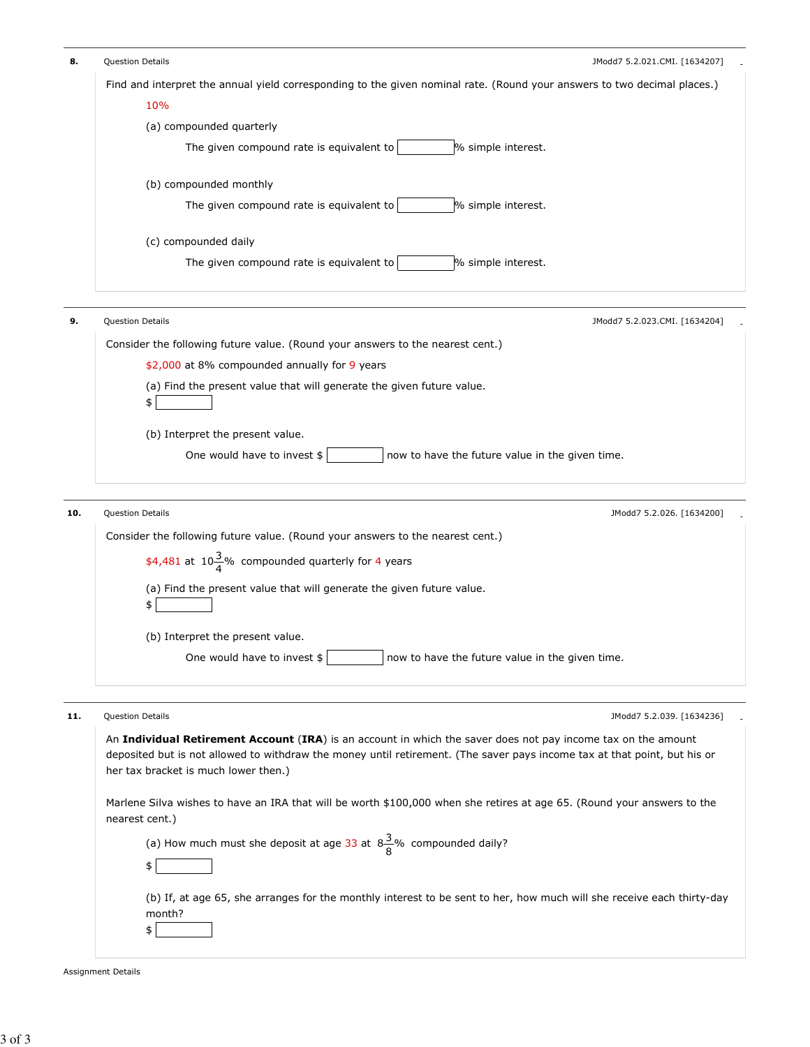**8.** Question Details JModd7 5.2.021.CMI. [1634207]

Find and interpret the annual yield corresponding to the given nominal rate. (Round your answers to two decimal places.)

10%

(a) compounded quarterly

The given compound rate is equivalent to [ ] % simple interest.

(b) compounded monthly

The given compound rate is equivalent to [ ] % simple interest.

(c) compounded daily

The given compound rate is equivalent to [ ] % simple interest.

---

**9.** Question Details JModd7 5.2.023.CMI. [1634204]

Consider the following future value. (Round your answers to the nearest cent.)

$2,000 at 8% compounded annually for 9 years

(a) Find the present value that will generate the given future value.

$ [ ]

(b) Interpret the present value.

One would have to invest $ [ ] now to have the future value in the given time.

---

**10.** Question Details JModd7 5.2.026. [1634200]

Consider the following future value. (Round your answers to the nearest cent.)

$4,481 at $10\frac{3}{4}$% compounded quarterly for 4 years

(a) Find the present value that will generate the given future value.

$ [ ]

(b) Interpret the present value.

One would have to invest $ [ ] now to have the future value in the given time.

---

**11.** Question Details JModd7 5.2.039. [1634236]

An **Individual Retirement Account** (**IRA**) is an account in which the saver does not pay income tax on the amount deposited but is not allowed to withdraw the money until retirement. (The saver pays income tax at that point, but his or her tax bracket is much lower then.)

Marlene Silva wishes to have an IRA that will be worth $100,000 when she retires at age 65. (Round your answers to the nearest cent.)

(a) How much must she deposit at age 33 at $8\frac{3}{8}$% compounded daily?

$ [ ]

(b) If, at age 65, she arranges for the monthly interest to be sent to her, how much will she receive each thirty-day month?

$ [ ]

Assignment Details